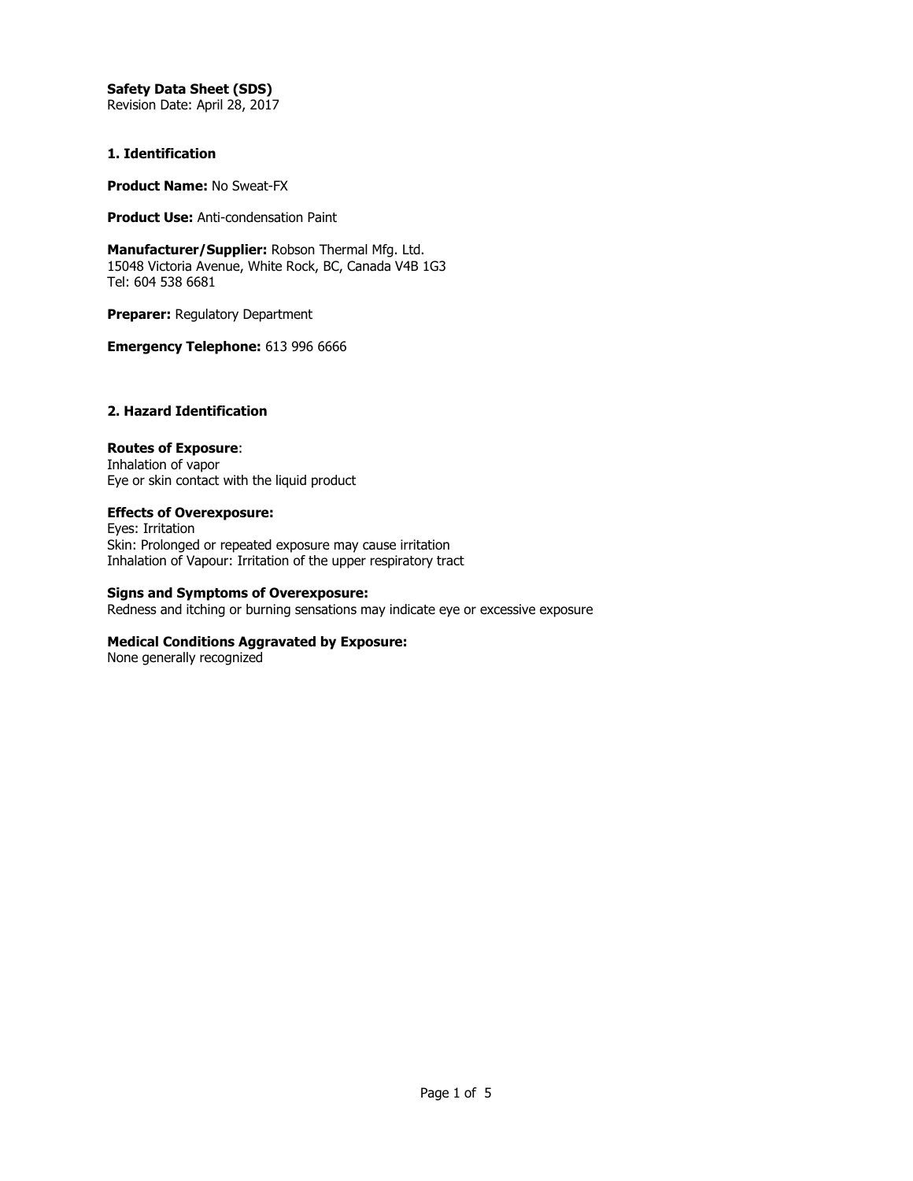**Safety Data Sheet (SDS)**
Revision Date: April 28, 2017

## 1. Identification

**Product Name:** No Sweat-FX

**Product Use:** Anti-condensation Paint

**Manufacturer/Supplier:** Robson Thermal Mfg. Ltd.
15048 Victoria Avenue, White Rock, BC, Canada V4B 1G3
Tel: 604 538 6681

**Preparer:** Regulatory Department

**Emergency Telephone:** 613 996 6666

## 2. Hazard Identification

**Routes of Exposure**:
Inhalation of vapor
Eye or skin contact with the liquid product

**Effects of Overexposure:**
Eyes: Irritation
Skin: Prolonged or repeated exposure may cause irritation
Inhalation of Vapour: Irritation of the upper respiratory tract

**Signs and Symptoms of Overexposure:**
Redness and itching or burning sensations may indicate eye or excessive exposure

**Medical Conditions Aggravated by Exposure:**
None generally recognized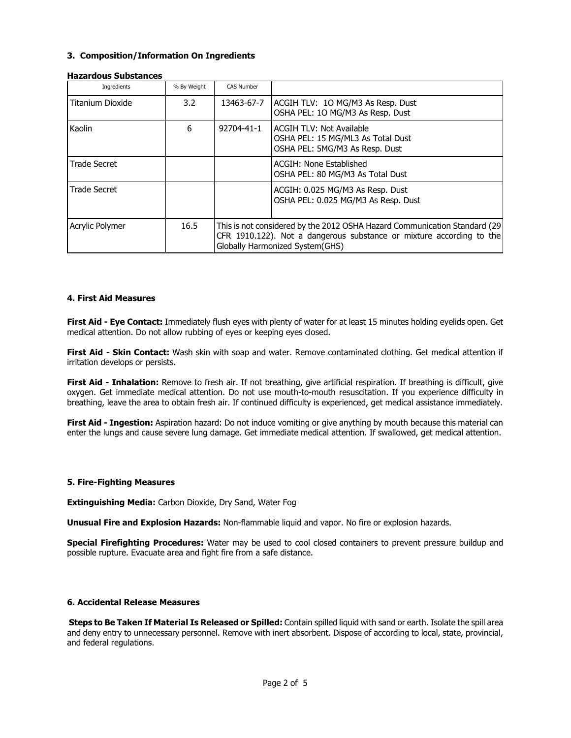### 3. Composition/Information On Ingredients

**Hazardous Substances**

| Ingredients | % By Weight | CAS Number | |
|---|---|---|---|
| Titanium Dioxide | 3.2 | 13463-67-7 | ACGIH TLV: 1O MG/M3 As Resp. Dust<br>OSHA PEL: 1O MG/M3 As Resp. Dust |
| Kaolin | 6 | 92704-41-1 | ACGIH TLV: Not Available<br>OSHA PEL: 15 MG/ML3 As Total Dust<br>OSHA PEL: 5MG/M3 As Resp. Dust |
| Trade Secret | | | ACGIH: None Established<br>OSHA PEL: 80 MG/M3 As Total Dust |
| Trade Secret | | | ACGIH: 0.025 MG/M3 As Resp. Dust<br>OSHA PEL: 0.025 MG/M3 As Resp. Dust |
| Acrylic Polymer | 16.5 | This is not considered by the 2012 OSHA Hazard Communication Standard (29 CFR 1910.122). Not a dangerous substance or mixture according to the Globally Harmonized System(GHS) | |

### 4. First Aid Measures

**First Aid - Eye Contact:** Immediately flush eyes with plenty of water for at least 15 minutes holding eyelids open. Get medical attention. Do not allow rubbing of eyes or keeping eyes closed.

**First Aid - Skin Contact:** Wash skin with soap and water. Remove contaminated clothing. Get medical attention if irritation develops or persists.

**First Aid - Inhalation:** Remove to fresh air. If not breathing, give artificial respiration. If breathing is difficult, give oxygen. Get immediate medical attention. Do not use mouth-to-mouth resuscitation. If you experience difficulty in breathing, leave the area to obtain fresh air. If continued difficulty is experienced, get medical assistance immediately.

**First Aid - Ingestion:** Aspiration hazard: Do not induce vomiting or give anything by mouth because this material can enter the lungs and cause severe lung damage. Get immediate medical attention. If swallowed, get medical attention.

### 5. Fire-Fighting Measures

**Extinguishing Media:** Carbon Dioxide, Dry Sand, Water Fog

**Unusual Fire and Explosion Hazards:** Non-flammable liquid and vapor. No fire or explosion hazards.

**Special Firefighting Procedures:** Water may be used to cool closed containers to prevent pressure buildup and possible rupture. Evacuate area and fight fire from a safe distance.

### 6. Accidental Release Measures

**Steps to Be Taken If Material Is Released or Spilled:** Contain spilled liquid with sand or earth. Isolate the spill area and deny entry to unnecessary personnel. Remove with inert absorbent. Dispose of according to local, state, provincial, and federal regulations.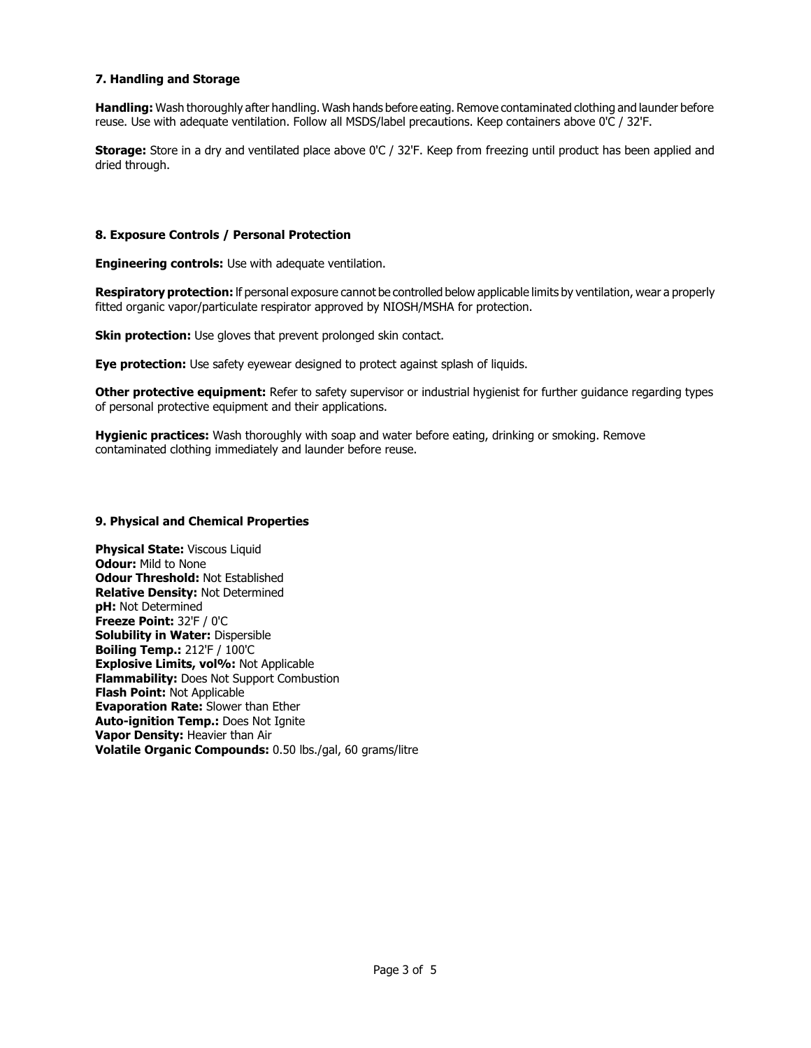## 7. Handling and Storage

**Handling:** Wash thoroughly after handling. Wash hands before eating. Remove contaminated clothing and launder before reuse. Use with adequate ventilation. Follow all MSDS/label precautions. Keep containers above 0'C / 32'F.

**Storage:** Store in a dry and ventilated place above 0'C / 32'F. Keep from freezing until product has been applied and dried through.

## 8. Exposure Controls / Personal Protection

**Engineering controls:** Use with adequate ventilation.

**Respiratory protection:** If personal exposure cannot be controlled below applicable limits by ventilation, wear a properly fitted organic vapor/particulate respirator approved by NIOSH/MSHA for protection.

**Skin protection:** Use gloves that prevent prolonged skin contact.

**Eye protection:** Use safety eyewear designed to protect against splash of liquids.

**Other protective equipment:** Refer to safety supervisor or industrial hygienist for further guidance regarding types of personal protective equipment and their applications.

**Hygienic practices:** Wash thoroughly with soap and water before eating, drinking or smoking. Remove contaminated clothing immediately and launder before reuse.

## 9. Physical and Chemical Properties

**Physical State:** Viscous Liquid
**Odour:** Mild to None
**Odour Threshold:** Not Established
**Relative Density:** Not Determined
**pH:** Not Determined
**Freeze Point:** 32'F / 0'C
**Solubility in Water:** Dispersible
**Boiling Temp.:** 212'F / 100'C
**Explosive Limits, vol%:** Not Applicable
**Flammability:** Does Not Support Combustion
**Flash Point:** Not Applicable
**Evaporation Rate:** Slower than Ether
**Auto-ignition Temp.:** Does Not Ignite
**Vapor Density:** Heavier than Air
**Volatile Organic Compounds:** 0.50 lbs./gal, 60 grams/litre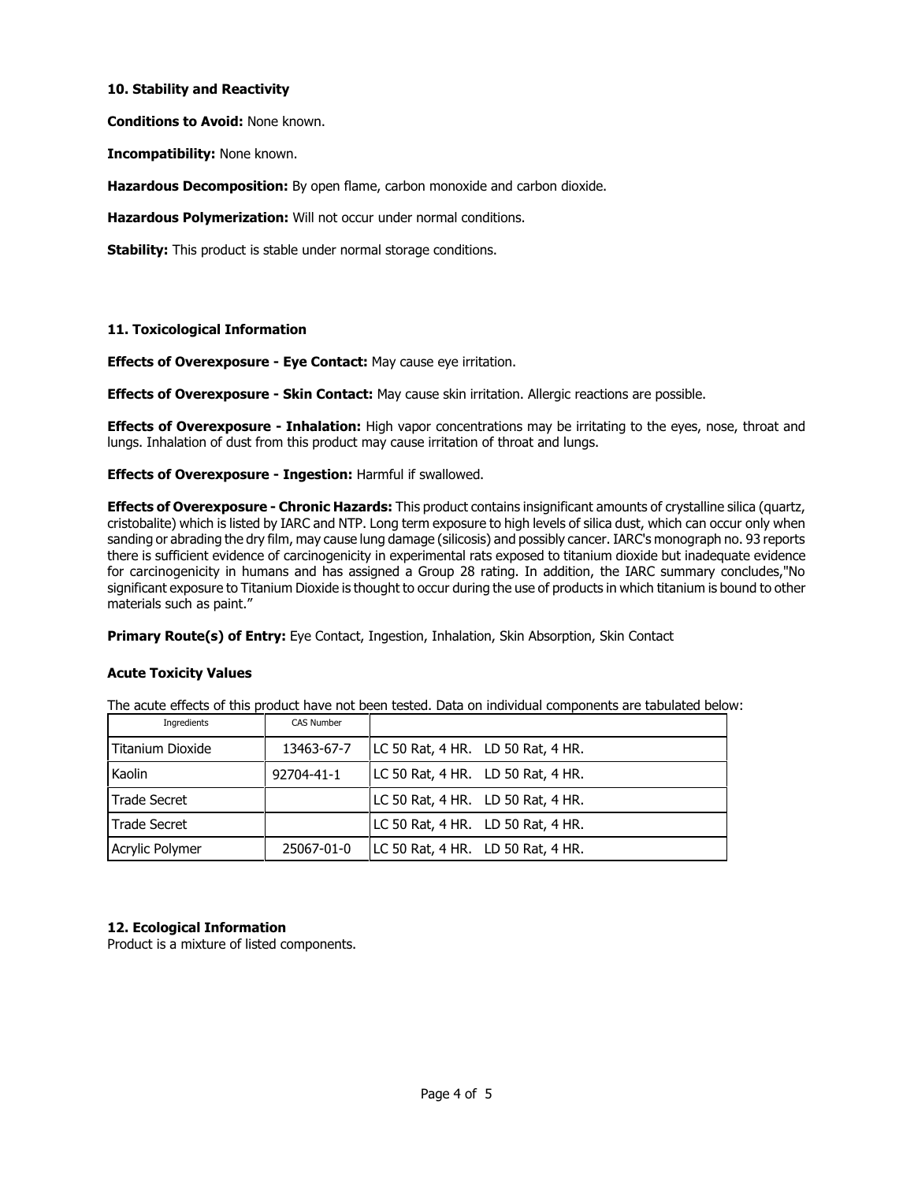## 10. Stability and Reactivity

**Conditions to Avoid:** None known.

**Incompatibility:** None known.

**Hazardous Decomposition:** By open flame, carbon monoxide and carbon dioxide.

**Hazardous Polymerization:** Will not occur under normal conditions.

**Stability:** This product is stable under normal storage conditions.

## 11. Toxicological Information

**Effects of Overexposure - Eye Contact:** May cause eye irritation.

**Effects of Overexposure - Skin Contact:** May cause skin irritation. Allergic reactions are possible.

**Effects of Overexposure - Inhalation:** High vapor concentrations may be irritating to the eyes, nose, throat and lungs. Inhalation of dust from this product may cause irritation of throat and lungs.

**Effects of Overexposure - Ingestion:** Harmful if swallowed.

**Effects of Overexposure - Chronic Hazards:** This product contains insignificant amounts of crystalline silica (quartz, cristobalite) which is listed by IARC and NTP. Long term exposure to high levels of silica dust, which can occur only when sanding or abrading the dry film, may cause lung damage (silicosis) and possibly cancer. IARC's monograph no. 93 reports there is sufficient evidence of carcinogenicity in experimental rats exposed to titanium dioxide but inadequate evidence for carcinogenicity in humans and has assigned a Group 28 rating. In addition, the IARC summary concludes,"No significant exposure to Titanium Dioxide is thought to occur during the use of products in which titanium is bound to other materials such as paint."

**Primary Route(s) of Entry:** Eye Contact, Ingestion, Inhalation, Skin Absorption, Skin Contact

### Acute Toxicity Values

The acute effects of this product have not been tested. Data on individual components are tabulated below:

| Ingredients | CAS Number | |
|---|---|---|
| Titanium Dioxide | 13463-67-7 | LC 50 Rat, 4 HR. LD 50 Rat, 4 HR. |
| Kaolin | 92704-41-1 | LC 50 Rat, 4 HR. LD 50 Rat, 4 HR. |
| Trade Secret | | LC 50 Rat, 4 HR. LD 50 Rat, 4 HR. |
| Trade Secret | | LC 50 Rat, 4 HR. LD 50 Rat, 4 HR. |
| Acrylic Polymer | 25067-01-0 | LC 50 Rat, 4 HR. LD 50 Rat, 4 HR. |

## 12. Ecological Information

Product is a mixture of listed components.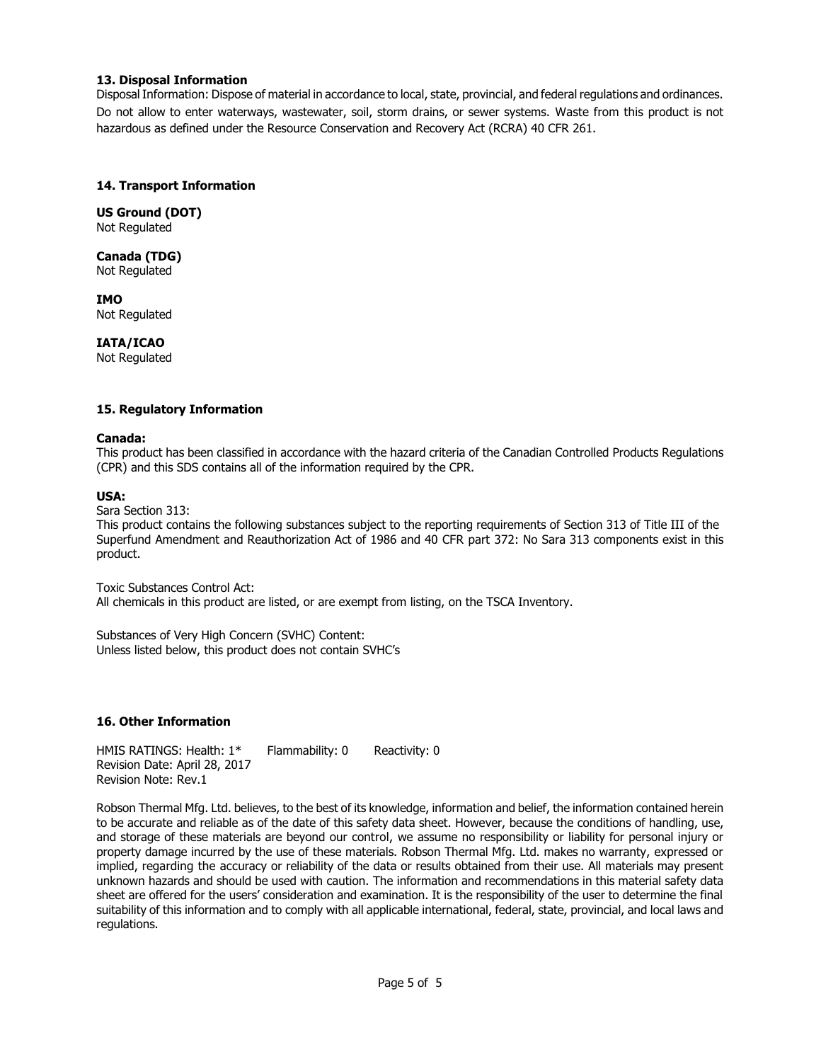## 13. Disposal Information

Disposal Information: Dispose of material in accordance to local, state, provincial, and federal regulations and ordinances. Do not allow to enter waterways, wastewater, soil, storm drains, or sewer systems. Waste from this product is not hazardous as defined under the Resource Conservation and Recovery Act (RCRA) 40 CFR 261.

## 14. Transport Information

**US Ground (DOT)**
Not Regulated

**Canada (TDG)**
Not Regulated

**IMO**
Not Regulated

**IATA/ICAO**
Not Regulated

## 15. Regulatory Information

**Canada:**
This product has been classified in accordance with the hazard criteria of the Canadian Controlled Products Regulations (CPR) and this SDS contains all of the information required by the CPR.

**USA:**
Sara Section 313:
This product contains the following substances subject to the reporting requirements of Section 313 of Title III of the Superfund Amendment and Reauthorization Act of 1986 and 40 CFR part 372: No Sara 313 components exist in this product.

Toxic Substances Control Act:
All chemicals in this product are listed, or are exempt from listing, on the TSCA Inventory.

Substances of Very High Concern (SVHC) Content:
Unless listed below, this product does not contain SVHC's

## 16. Other Information

HMIS RATINGS: Health: 1* Flammability: 0 Reactivity: 0
Revision Date: April 28, 2017
Revision Note: Rev.1

Robson Thermal Mfg. Ltd. believes, to the best of its knowledge, information and belief, the information contained herein to be accurate and reliable as of the date of this safety data sheet. However, because the conditions of handling, use, and storage of these materials are beyond our control, we assume no responsibility or liability for personal injury or property damage incurred by the use of these materials. Robson Thermal Mfg. Ltd. makes no warranty, expressed or implied, regarding the accuracy or reliability of the data or results obtained from their use. All materials may present unknown hazards and should be used with caution. The information and recommendations in this material safety data sheet are offered for the users' consideration and examination. It is the responsibility of the user to determine the final suitability of this information and to comply with all applicable international, federal, state, provincial, and local laws and regulations.